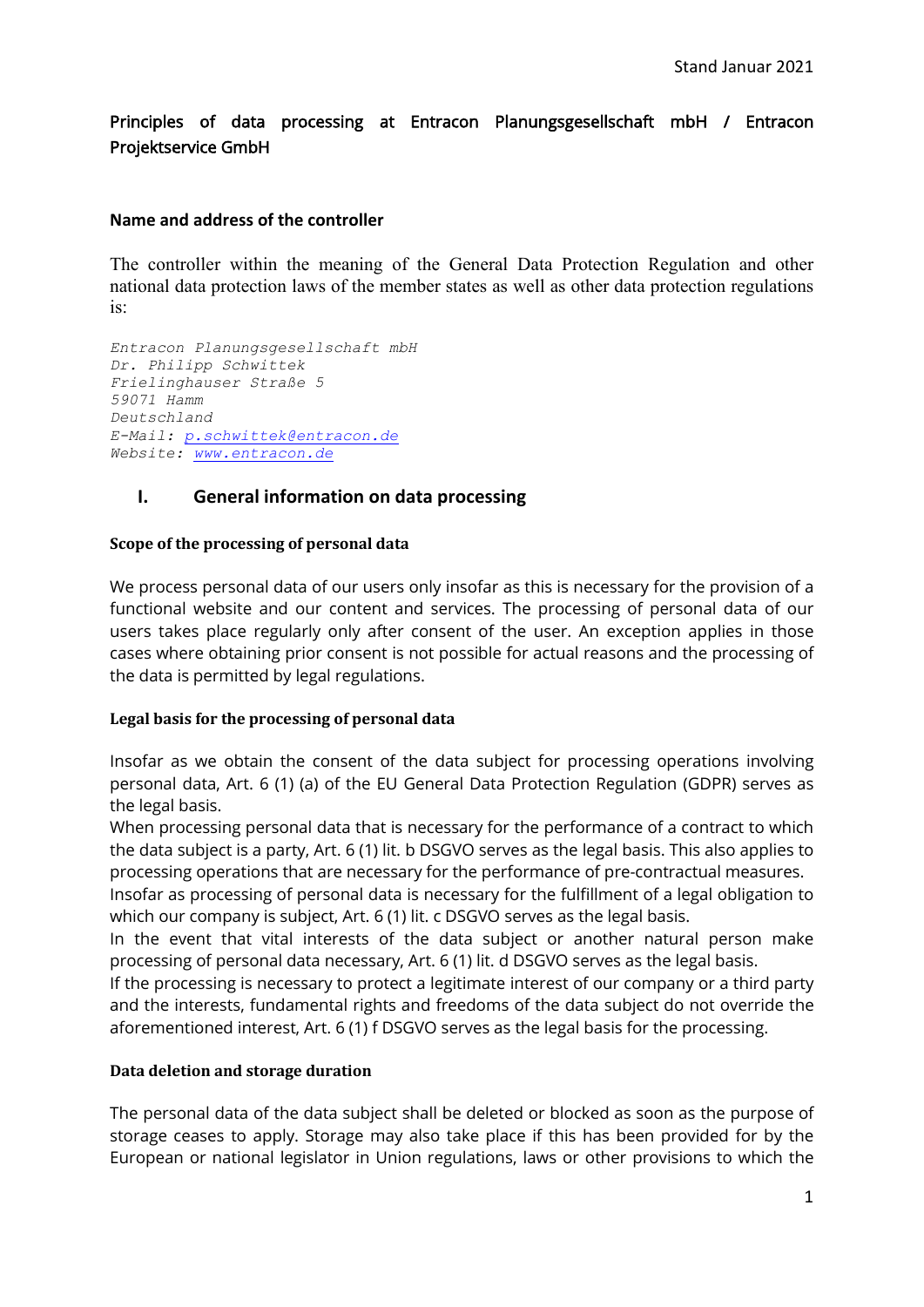Stand Januar 2021

# Principles of data processing at Entracon Planungsgesellschaft mbH / Entracon Projektservice GmbH

**Name and address of the controller**

The controller within the meaning of the General Data Protection Regulation and other national data protection laws of the member states as well as other data protection regulations is:

*Entracon Planungsgesellschaft mbH*
*Dr. Philipp Schwittek*
*Frielinghauser Straße 5*
*59071 Hamm*
*Deutschland*
*E-Mail: p.schwittek@entracon.de*
*Website: www.entracon.de*

## I. General information on data processing

**Scope of the processing of personal data**

We process personal data of our users only insofar as this is necessary for the provision of a functional website and our content and services. The processing of personal data of our users takes place regularly only after consent of the user. An exception applies in those cases where obtaining prior consent is not possible for actual reasons and the processing of the data is permitted by legal regulations.

**Legal basis for the processing of personal data**

Insofar as we obtain the consent of the data subject for processing operations involving personal data, Art. 6 (1) (a) of the EU General Data Protection Regulation (GDPR) serves as the legal basis.
When processing personal data that is necessary for the performance of a contract to which the data subject is a party, Art. 6 (1) lit. b DSGVO serves as the legal basis. This also applies to processing operations that are necessary for the performance of pre-contractual measures.
Insofar as processing of personal data is necessary for the fulfillment of a legal obligation to which our company is subject, Art. 6 (1) lit. c DSGVO serves as the legal basis.
In the event that vital interests of the data subject or another natural person make processing of personal data necessary, Art. 6 (1) lit. d DSGVO serves as the legal basis.
If the processing is necessary to protect a legitimate interest of our company or a third party and the interests, fundamental rights and freedoms of the data subject do not override the aforementioned interest, Art. 6 (1) f DSGVO serves as the legal basis for the processing.

**Data deletion and storage duration**

The personal data of the data subject shall be deleted or blocked as soon as the purpose of storage ceases to apply. Storage may also take place if this has been provided for by the European or national legislator in Union regulations, laws or other provisions to which the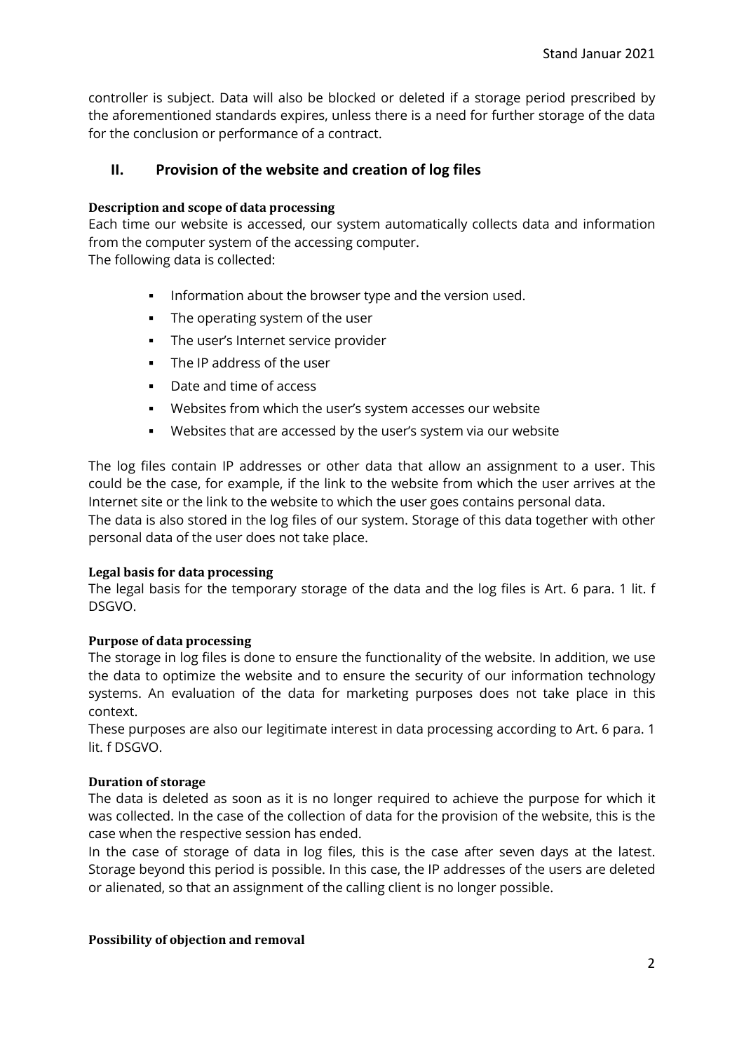controller is subject. Data will also be blocked or deleted if a storage period prescribed by the aforementioned standards expires, unless there is a need for further storage of the data for the conclusion or performance of a contract.

## II. Provision of the website and creation of log files

**Description and scope of data processing**

Each time our website is accessed, our system automatically collects data and information from the computer system of the accessing computer.
The following data is collected:

- Information about the browser type and the version used.
- The operating system of the user
- The user's Internet service provider
- The IP address of the user
- Date and time of access
- Websites from which the user's system accesses our website
- Websites that are accessed by the user's system via our website

The log files contain IP addresses or other data that allow an assignment to a user. This could be the case, for example, if the link to the website from which the user arrives at the Internet site or the link to the website to which the user goes contains personal data.
The data is also stored in the log files of our system. Storage of this data together with other personal data of the user does not take place.

**Legal basis for data processing**

The legal basis for the temporary storage of the data and the log files is Art. 6 para. 1 lit. f DSGVO.

**Purpose of data processing**

The storage in log files is done to ensure the functionality of the website. In addition, we use the data to optimize the website and to ensure the security of our information technology systems. An evaluation of the data for marketing purposes does not take place in this context.
These purposes are also our legitimate interest in data processing according to Art. 6 para. 1 lit. f DSGVO.

**Duration of storage**

The data is deleted as soon as it is no longer required to achieve the purpose for which it was collected. In the case of the collection of data for the provision of the website, this is the case when the respective session has ended.
In the case of storage of data in log files, this is the case after seven days at the latest. Storage beyond this period is possible. In this case, the IP addresses of the users are deleted or alienated, so that an assignment of the calling client is no longer possible.

**Possibility of objection and removal**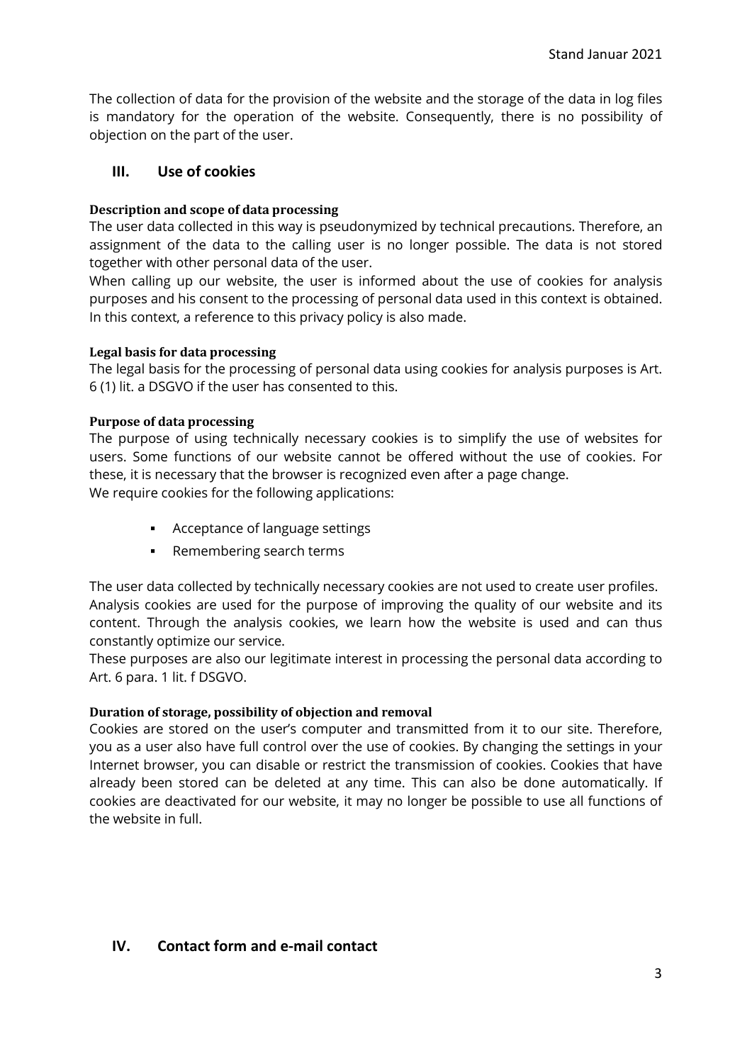The collection of data for the provision of the website and the storage of the data in log files is mandatory for the operation of the website. Consequently, there is no possibility of objection on the part of the user.

## III. Use of cookies

**Description and scope of data processing**

The user data collected in this way is pseudonymized by technical precautions. Therefore, an assignment of the data to the calling user is no longer possible. The data is not stored together with other personal data of the user.

When calling up our website, the user is informed about the use of cookies for analysis purposes and his consent to the processing of personal data used in this context is obtained. In this context, a reference to this privacy policy is also made.

**Legal basis for data processing**

The legal basis for the processing of personal data using cookies for analysis purposes is Art. 6 (1) lit. a DSGVO if the user has consented to this.

**Purpose of data processing**

The purpose of using technically necessary cookies is to simplify the use of websites for users. Some functions of our website cannot be offered without the use of cookies. For these, it is necessary that the browser is recognized even after a page change.

We require cookies for the following applications:

- Acceptance of language settings
- Remembering search terms

The user data collected by technically necessary cookies are not used to create user profiles.

Analysis cookies are used for the purpose of improving the quality of our website and its content. Through the analysis cookies, we learn how the website is used and can thus constantly optimize our service.

These purposes are also our legitimate interest in processing the personal data according to Art. 6 para. 1 lit. f DSGVO.

**Duration of storage, possibility of objection and removal**

Cookies are stored on the user's computer and transmitted from it to our site. Therefore, you as a user also have full control over the use of cookies. By changing the settings in your Internet browser, you can disable or restrict the transmission of cookies. Cookies that have already been stored can be deleted at any time. This can also be done automatically. If cookies are deactivated for our website, it may no longer be possible to use all functions of the website in full.

## IV. Contact form and e-mail contact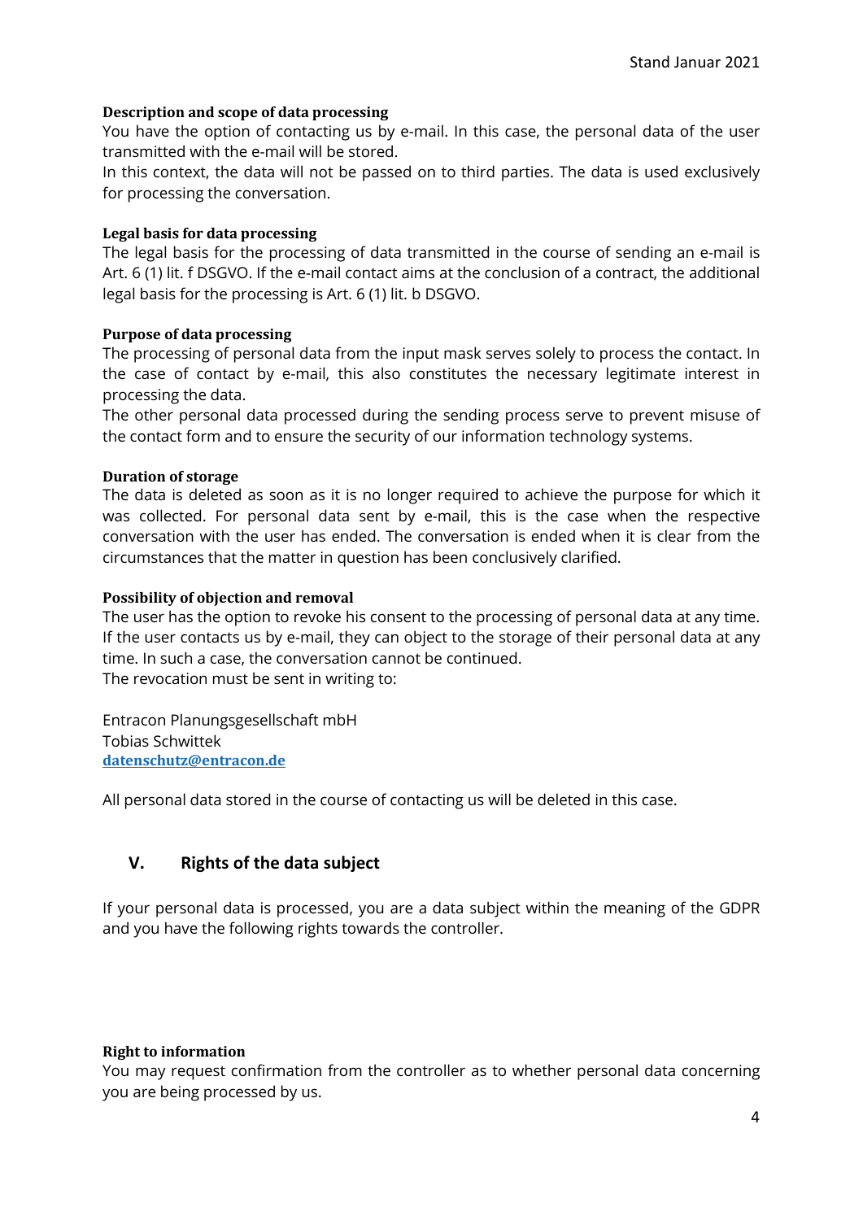**Description and scope of data processing**

You have the option of contacting us by e-mail. In this case, the personal data of the user transmitted with the e-mail will be stored.

In this context, the data will not be passed on to third parties. The data is used exclusively for processing the conversation.

**Legal basis for data processing**

The legal basis for the processing of data transmitted in the course of sending an e-mail is Art. 6 (1) lit. f DSGVO. If the e-mail contact aims at the conclusion of a contract, the additional legal basis for the processing is Art. 6 (1) lit. b DSGVO.

**Purpose of data processing**

The processing of personal data from the input mask serves solely to process the contact. In the case of contact by e-mail, this also constitutes the necessary legitimate interest in processing the data.

The other personal data processed during the sending process serve to prevent misuse of the contact form and to ensure the security of our information technology systems.

**Duration of storage**

The data is deleted as soon as it is no longer required to achieve the purpose for which it was collected. For personal data sent by e-mail, this is the case when the respective conversation with the user has ended. The conversation is ended when it is clear from the circumstances that the matter in question has been conclusively clarified.

**Possibility of objection and removal**

The user has the option to revoke his consent to the processing of personal data at any time. If the user contacts us by e-mail, they can object to the storage of their personal data at any time. In such a case, the conversation cannot be continued.

The revocation must be sent in writing to:

Entracon Planungsgesellschaft mbH
Tobias Schwittek
[datenschutz@entracon.de](mailto:datenschutz@entracon.de)

All personal data stored in the course of contacting us will be deleted in this case.

## V. Rights of the data subject

If your personal data is processed, you are a data subject within the meaning of the GDPR and you have the following rights towards the controller.

**Right to information**

You may request confirmation from the controller as to whether personal data concerning you are being processed by us.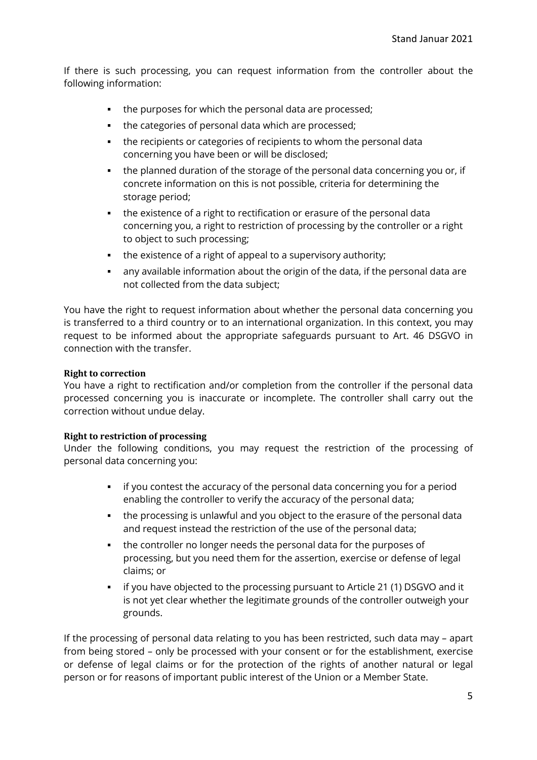If there is such processing, you can request information from the controller about the following information:

- the purposes for which the personal data are processed;
- the categories of personal data which are processed;
- the recipients or categories of recipients to whom the personal data concerning you have been or will be disclosed;
- the planned duration of the storage of the personal data concerning you or, if concrete information on this is not possible, criteria for determining the storage period;
- the existence of a right to rectification or erasure of the personal data concerning you, a right to restriction of processing by the controller or a right to object to such processing;
- the existence of a right of appeal to a supervisory authority;
- any available information about the origin of the data, if the personal data are not collected from the data subject;

You have the right to request information about whether the personal data concerning you is transferred to a third country or to an international organization. In this context, you may request to be informed about the appropriate safeguards pursuant to Art. 46 DSGVO in connection with the transfer.

**Right to correction**

You have a right to rectification and/or completion from the controller if the personal data processed concerning you is inaccurate or incomplete. The controller shall carry out the correction without undue delay.

**Right to restriction of processing**

Under the following conditions, you may request the restriction of the processing of personal data concerning you:

- if you contest the accuracy of the personal data concerning you for a period enabling the controller to verify the accuracy of the personal data;
- the processing is unlawful and you object to the erasure of the personal data and request instead the restriction of the use of the personal data;
- the controller no longer needs the personal data for the purposes of processing, but you need them for the assertion, exercise or defense of legal claims; or
- if you have objected to the processing pursuant to Article 21 (1) DSGVO and it is not yet clear whether the legitimate grounds of the controller outweigh your grounds.

If the processing of personal data relating to you has been restricted, such data may – apart from being stored – only be processed with your consent or for the establishment, exercise or defense of legal claims or for the protection of the rights of another natural or legal person or for reasons of important public interest of the Union or a Member State.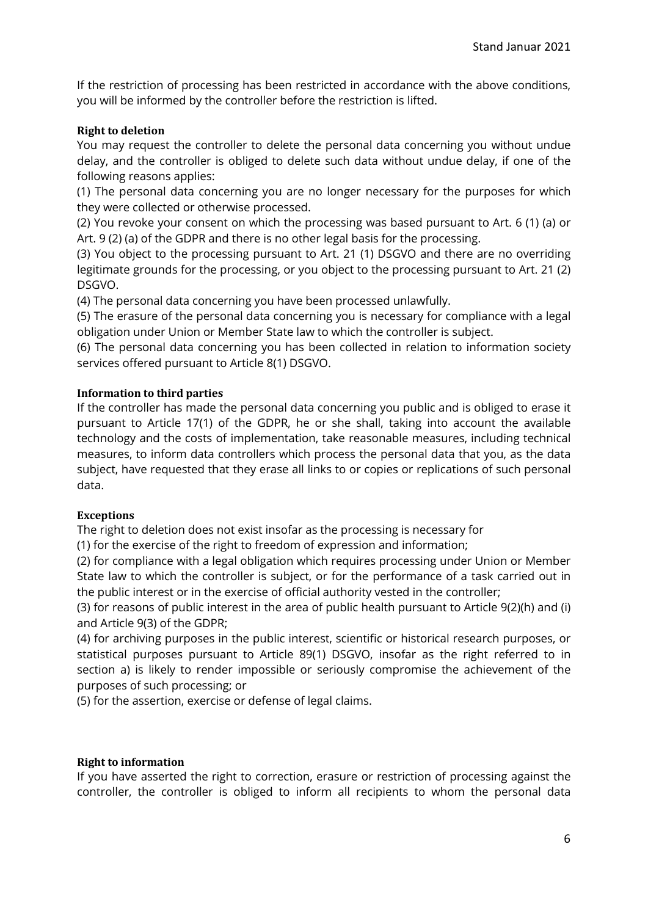If the restriction of processing has been restricted in accordance with the above conditions, you will be informed by the controller before the restriction is lifted.

**Right to deletion**

You may request the controller to delete the personal data concerning you without undue delay, and the controller is obliged to delete such data without undue delay, if one of the following reasons applies:

(1) The personal data concerning you are no longer necessary for the purposes for which they were collected or otherwise processed.

(2) You revoke your consent on which the processing was based pursuant to Art. 6 (1) (a) or Art. 9 (2) (a) of the GDPR and there is no other legal basis for the processing.

(3) You object to the processing pursuant to Art. 21 (1) DSGVO and there are no overriding legitimate grounds for the processing, or you object to the processing pursuant to Art. 21 (2) DSGVO.

(4) The personal data concerning you have been processed unlawfully.

(5) The erasure of the personal data concerning you is necessary for compliance with a legal obligation under Union or Member State law to which the controller is subject.

(6) The personal data concerning you has been collected in relation to information society services offered pursuant to Article 8(1) DSGVO.

**Information to third parties**

If the controller has made the personal data concerning you public and is obliged to erase it pursuant to Article 17(1) of the GDPR, he or she shall, taking into account the available technology and the costs of implementation, take reasonable measures, including technical measures, to inform data controllers which process the personal data that you, as the data subject, have requested that they erase all links to or copies or replications of such personal data.

**Exceptions**

The right to deletion does not exist insofar as the processing is necessary for

(1) for the exercise of the right to freedom of expression and information;

(2) for compliance with a legal obligation which requires processing under Union or Member State law to which the controller is subject, or for the performance of a task carried out in the public interest or in the exercise of official authority vested in the controller;

(3) for reasons of public interest in the area of public health pursuant to Article 9(2)(h) and (i) and Article 9(3) of the GDPR;

(4) for archiving purposes in the public interest, scientific or historical research purposes, or statistical purposes pursuant to Article 89(1) DSGVO, insofar as the right referred to in section a) is likely to render impossible or seriously compromise the achievement of the purposes of such processing; or

(5) for the assertion, exercise or defense of legal claims.

**Right to information**

If you have asserted the right to correction, erasure or restriction of processing against the controller, the controller is obliged to inform all recipients to whom the personal data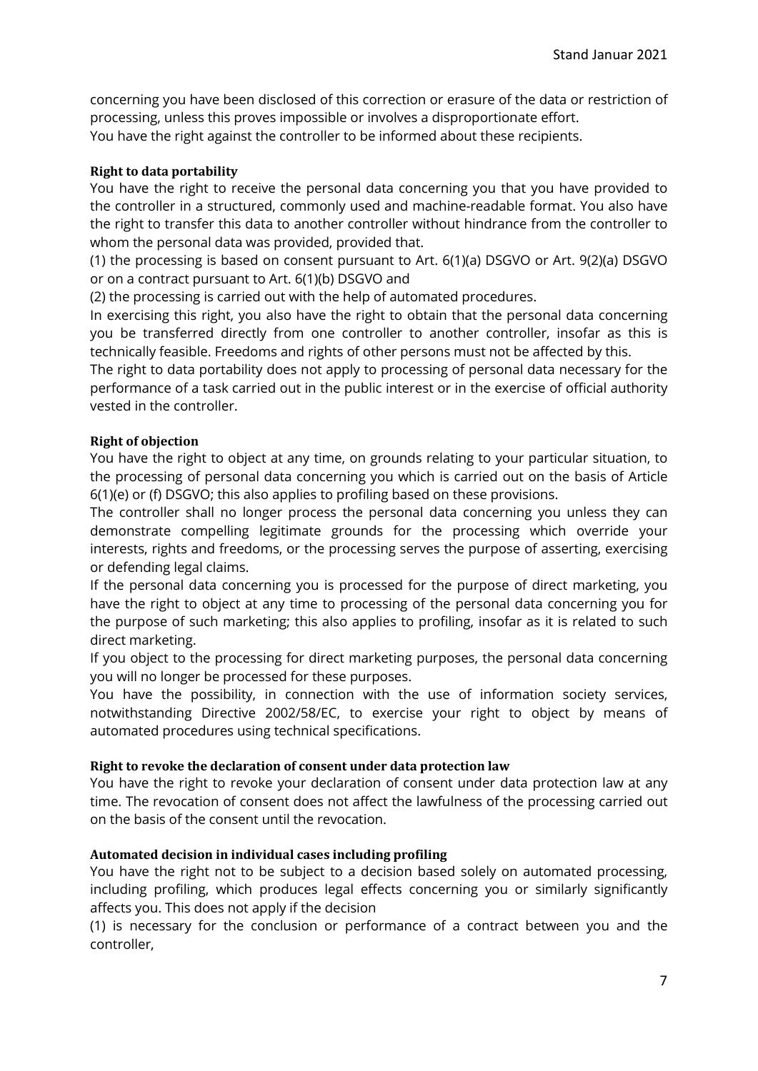concerning you have been disclosed of this correction or erasure of the data or restriction of processing, unless this proves impossible or involves a disproportionate effort.
You have the right against the controller to be informed about these recipients.

**Right to data portability**

You have the right to receive the personal data concerning you that you have provided to the controller in a structured, commonly used and machine-readable format. You also have the right to transfer this data to another controller without hindrance from the controller to whom the personal data was provided, provided that.

(1) the processing is based on consent pursuant to Art. 6(1)(a) DSGVO or Art. 9(2)(a) DSGVO or on a contract pursuant to Art. 6(1)(b) DSGVO and

(2) the processing is carried out with the help of automated procedures.

In exercising this right, you also have the right to obtain that the personal data concerning you be transferred directly from one controller to another controller, insofar as this is technically feasible. Freedoms and rights of other persons must not be affected by this.

The right to data portability does not apply to processing of personal data necessary for the performance of a task carried out in the public interest or in the exercise of official authority vested in the controller.

**Right of objection**

You have the right to object at any time, on grounds relating to your particular situation, to the processing of personal data concerning you which is carried out on the basis of Article 6(1)(e) or (f) DSGVO; this also applies to profiling based on these provisions.

The controller shall no longer process the personal data concerning you unless they can demonstrate compelling legitimate grounds for the processing which override your interests, rights and freedoms, or the processing serves the purpose of asserting, exercising or defending legal claims.

If the personal data concerning you is processed for the purpose of direct marketing, you have the right to object at any time to processing of the personal data concerning you for the purpose of such marketing; this also applies to profiling, insofar as it is related to such direct marketing.

If you object to the processing for direct marketing purposes, the personal data concerning you will no longer be processed for these purposes.

You have the possibility, in connection with the use of information society services, notwithstanding Directive 2002/58/EC, to exercise your right to object by means of automated procedures using technical specifications.

**Right to revoke the declaration of consent under data protection law**

You have the right to revoke your declaration of consent under data protection law at any time. The revocation of consent does not affect the lawfulness of the processing carried out on the basis of the consent until the revocation.

**Automated decision in individual cases including profiling**

You have the right not to be subject to a decision based solely on automated processing, including profiling, which produces legal effects concerning you or similarly significantly affects you. This does not apply if the decision

(1) is necessary for the conclusion or performance of a contract between you and the controller,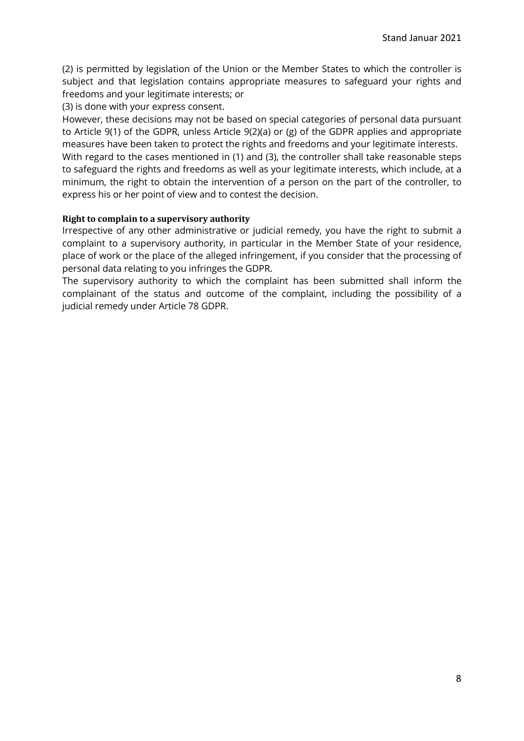(2) is permitted by legislation of the Union or the Member States to which the controller is subject and that legislation contains appropriate measures to safeguard your rights and freedoms and your legitimate interests; or

(3) is done with your express consent.

However, these decisions may not be based on special categories of personal data pursuant to Article 9(1) of the GDPR, unless Article 9(2)(a) or (g) of the GDPR applies and appropriate measures have been taken to protect the rights and freedoms and your legitimate interests.

With regard to the cases mentioned in (1) and (3), the controller shall take reasonable steps to safeguard the rights and freedoms as well as your legitimate interests, which include, at a minimum, the right to obtain the intervention of a person on the part of the controller, to express his or her point of view and to contest the decision.

**Right to complain to a supervisory authority**

Irrespective of any other administrative or judicial remedy, you have the right to submit a complaint to a supervisory authority, in particular in the Member State of your residence, place of work or the place of the alleged infringement, if you consider that the processing of personal data relating to you infringes the GDPR.

The supervisory authority to which the complaint has been submitted shall inform the complainant of the status and outcome of the complaint, including the possibility of a judicial remedy under Article 78 GDPR.